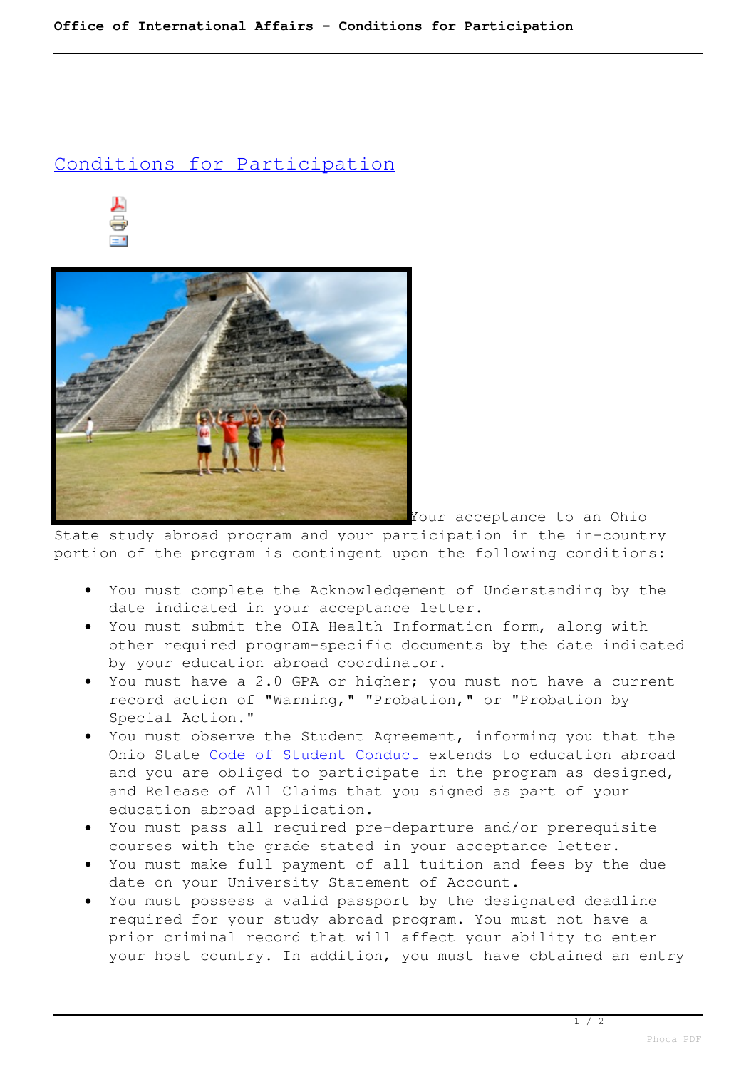# Conditions for Participation

Your acceptance to an Ohio State study abroad program and your participation in the in-country portion of the program is contingent upon the following conditions:

- You must complete the Acknowledgement of Understanding by the date indicated in your acceptance letter.
- You must submit the OIA Health Information form, along with other required program-specific documents by the date indicated by your education abroad coordinator.
- You must have a 2.0 GPA or higher; you must not have a current record action of "Warning," "Probation," or "Probation by Special Action."
- You must observe the Student Agreement, informing you that the Ohio State Code of Student Conduct extends to education abroad and you are obliged to participate in the program as designed, and Release of All Claims that you signed as part of your education abroad application.
- You must pass all required pre-departure and/or prerequisite courses with the grade stated in your acceptance letter.
- You must make full payment of all tuition and fees by the due date on your University Statement of Account.
- You must possess a valid passport by the designated deadline required for your study abroad program. You must not have a prior criminal record that will affect your ability to enter your host country. In addition, you must have obtained an entry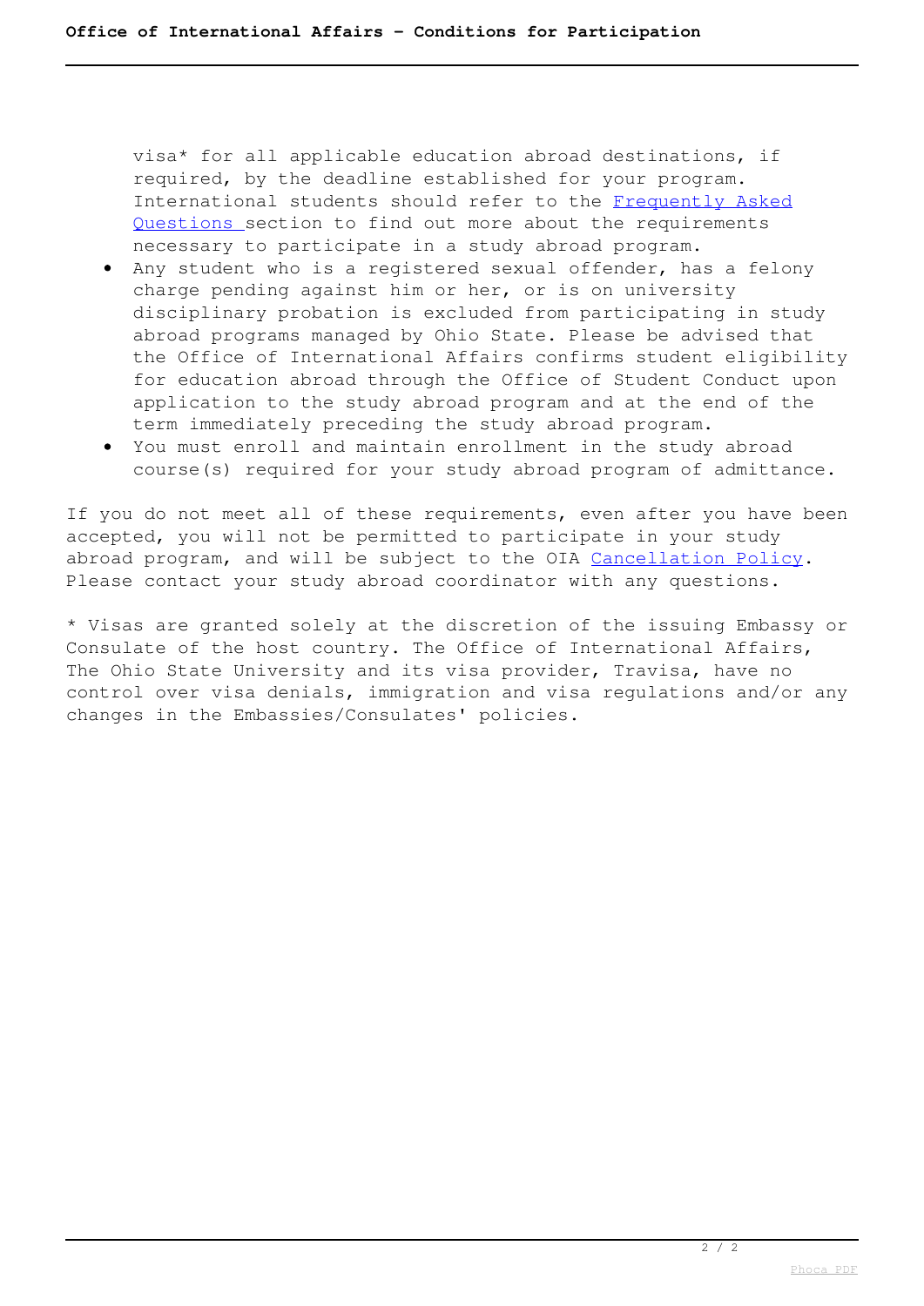visa* for all applicable education abroad destinations, if required, by the deadline established for your program. International students should refer to the [Frequently Asked Questions] section to find out more about the requirements necessary to participate in a study abroad program.

- Any student who is a registered sexual offender, has a felony charge pending against him or her, or is on university disciplinary probation is excluded from participating in study abroad programs managed by Ohio State. Please be advised that the Office of International Affairs confirms student eligibility for education abroad through the Office of Student Conduct upon application to the study abroad program and at the end of the term immediately preceding the study abroad program.
- You must enroll and maintain enrollment in the study abroad course(s) required for your study abroad program of admittance.

If you do not meet all of these requirements, even after you have been accepted, you will not be permitted to participate in your study abroad program, and will be subject to the OIA Cancellation Policy. Please contact your study abroad coordinator with any questions.

* Visas are granted solely at the discretion of the issuing Embassy or Consulate of the host country. The Office of International Affairs, The Ohio State University and its visa provider, Travisa, have no control over visa denials, immigration and visa regulations and/or any changes in the Embassies/Consulates' policies.